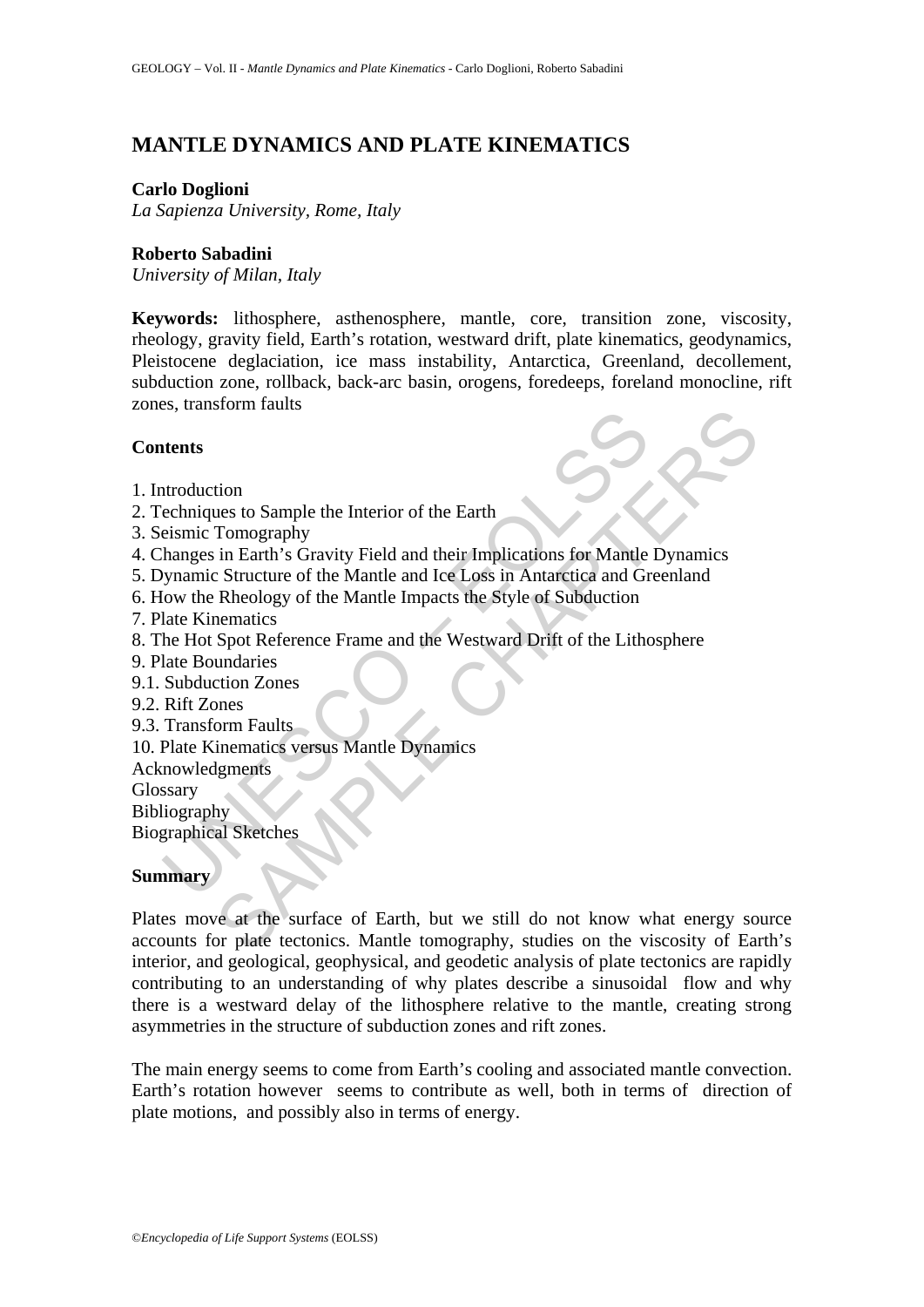# MANTLE DYNAMICS AND PLATE KINEMATICS

**Carlo Doglioni**
*La Sapienza University, Rome, Italy*

**Roberto Sabadini**
*University of Milan, Italy*

**Keywords:** lithosphere, asthenosphere, mantle, core, transition zone, viscosity, rheology, gravity field, Earth's rotation, westward drift, plate kinematics, geodynamics, Pleistocene deglaciation, ice mass instability, Antarctica, Greenland, decollement, subduction zone, rollback, back-arc basin, orogens, foredeeps, foreland monocline, rift zones, transform faults

## Contents

1. Introduction
2. Techniques to Sample the Interior of the Earth
3. Seismic Tomography
4. Changes in Earth's Gravity Field and their Implications for Mantle Dynamics
5. Dynamic Structure of the Mantle and Ice Loss in Antarctica and Greenland
6. How the Rheology of the Mantle Impacts the Style of Subduction
7. Plate Kinematics
8. The Hot Spot Reference Frame and the Westward Drift of the Lithosphere
9. Plate Boundaries
9.1. Subduction Zones
9.2. Rift Zones
9.3. Transform Faults
10. Plate Kinematics versus Mantle Dynamics

Acknowledgments
Glossary
Bibliography
Biographical Sketches

## Summary

Plates move at the surface of Earth, but we still do not know what energy source accounts for plate tectonics. Mantle tomography, studies on the viscosity of Earth's interior, and geological, geophysical, and geodetic analysis of plate tectonics are rapidly contributing to an understanding of why plates describe a sinusoidal flow and why there is a westward delay of the lithosphere relative to the mantle, creating strong asymmetries in the structure of subduction zones and rift zones.

The main energy seems to come from Earth's cooling and associated mantle convection. Earth's rotation however seems to contribute as well, both in terms of direction of plate motions, and possibly also in terms of energy.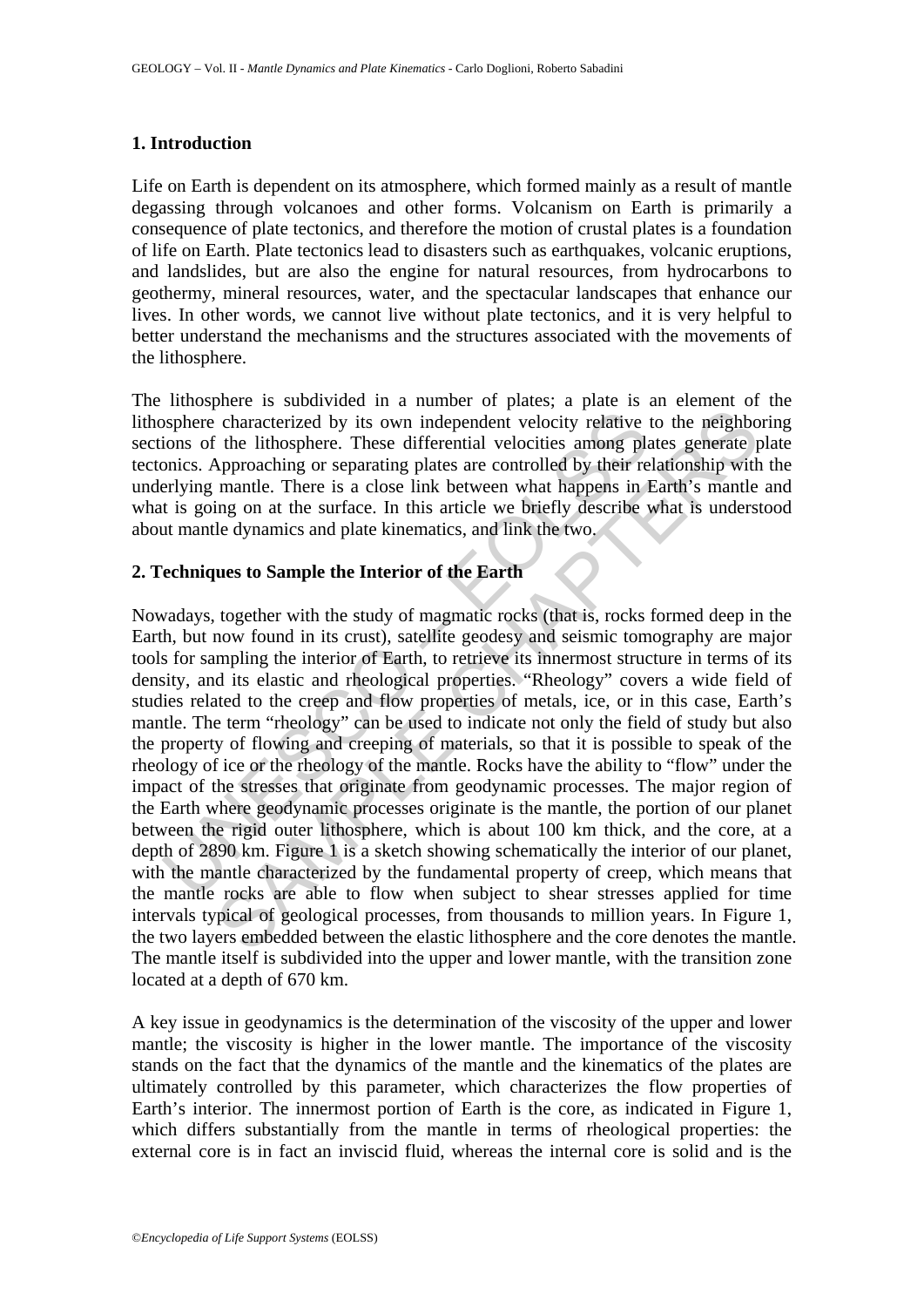## 1. Introduction

Life on Earth is dependent on its atmosphere, which formed mainly as a result of mantle degassing through volcanoes and other forms. Volcanism on Earth is primarily a consequence of plate tectonics, and therefore the motion of crustal plates is a foundation of life on Earth. Plate tectonics lead to disasters such as earthquakes, volcanic eruptions, and landslides, but are also the engine for natural resources, from hydrocarbons to geothermy, mineral resources, water, and the spectacular landscapes that enhance our lives. In other words, we cannot live without plate tectonics, and it is very helpful to better understand the mechanisms and the structures associated with the movements of the lithosphere.

The lithosphere is subdivided in a number of plates; a plate is an element of the lithosphere characterized by its own independent velocity relative to the neighboring sections of the lithosphere. These differential velocities among plates generate plate tectonics. Approaching or separating plates are controlled by their relationship with the underlying mantle. There is a close link between what happens in Earth's mantle and what is going on at the surface. In this article we briefly describe what is understood about mantle dynamics and plate kinematics, and link the two.

## 2. Techniques to Sample the Interior of the Earth

Nowadays, together with the study of magmatic rocks (that is, rocks formed deep in the Earth, but now found in its crust), satellite geodesy and seismic tomography are major tools for sampling the interior of Earth, to retrieve its innermost structure in terms of its density, and its elastic and rheological properties. "Rheology" covers a wide field of studies related to the creep and flow properties of metals, ice, or in this case, Earth's mantle. The term "rheology" can be used to indicate not only the field of study but also the property of flowing and creeping of materials, so that it is possible to speak of the rheology of ice or the rheology of the mantle. Rocks have the ability to "flow" under the impact of the stresses that originate from geodynamic processes. The major region of the Earth where geodynamic processes originate is the mantle, the portion of our planet between the rigid outer lithosphere, which is about 100 km thick, and the core, at a depth of 2890 km. Figure 1 is a sketch showing schematically the interior of our planet, with the mantle characterized by the fundamental property of creep, which means that the mantle rocks are able to flow when subject to shear stresses applied for time intervals typical of geological processes, from thousands to million years. In Figure 1, the two layers embedded between the elastic lithosphere and the core denotes the mantle. The mantle itself is subdivided into the upper and lower mantle, with the transition zone located at a depth of 670 km.

A key issue in geodynamics is the determination of the viscosity of the upper and lower mantle; the viscosity is higher in the lower mantle. The importance of the viscosity stands on the fact that the dynamics of the mantle and the kinematics of the plates are ultimately controlled by this parameter, which characterizes the flow properties of Earth's interior. The innermost portion of Earth is the core, as indicated in Figure 1, which differs substantially from the mantle in terms of rheological properties: the external core is in fact an inviscid fluid, whereas the internal core is solid and is the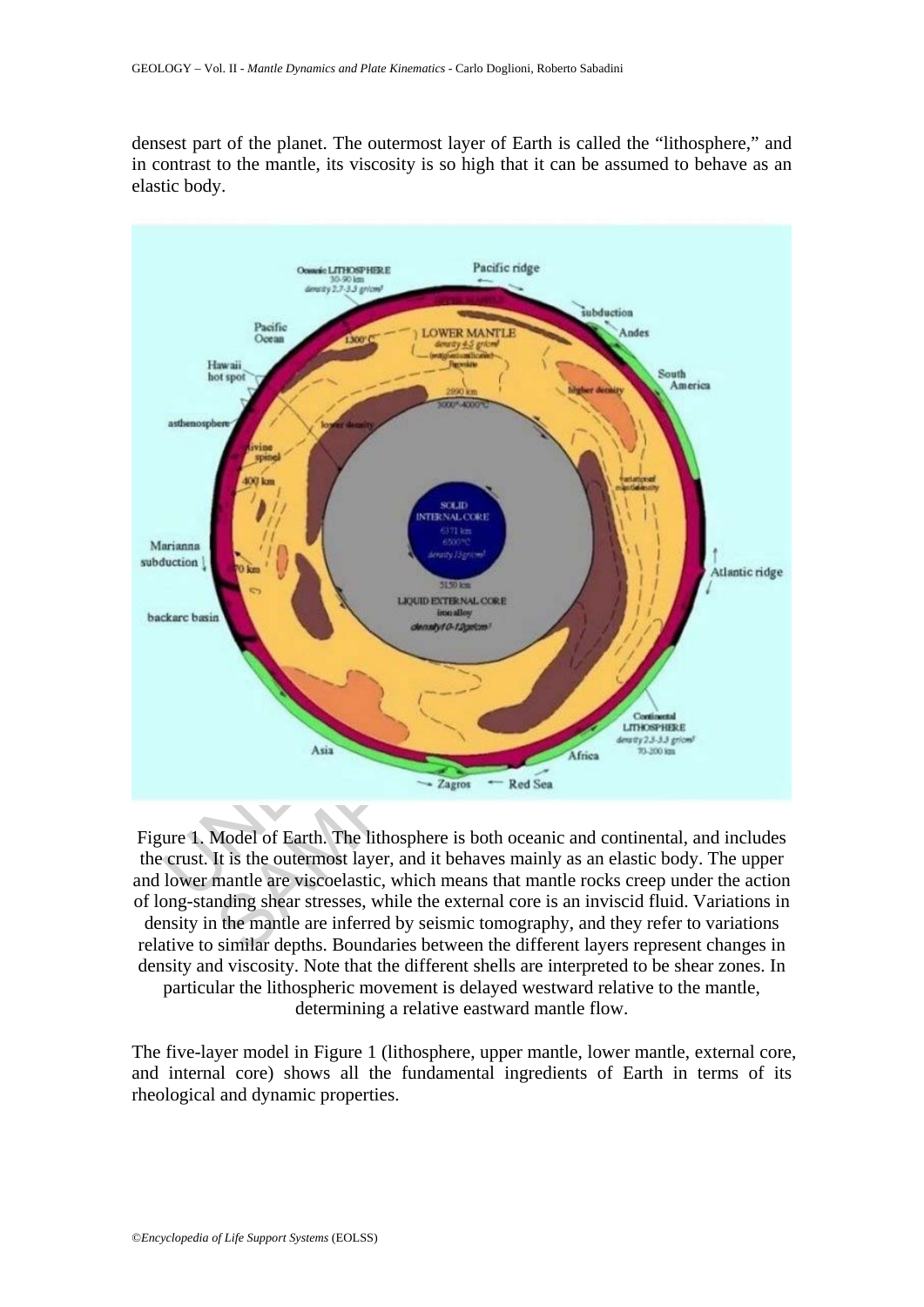densest part of the planet. The outermost layer of Earth is called the "lithosphere," and in contrast to the mantle, its viscosity is so high that it can be assumed to behave as an elastic body.

Figure 1. Model of Earth. The lithosphere is both oceanic and continental, and includes the crust. It is the outermost layer, and it behaves mainly as an elastic body. The upper and lower mantle are viscoelastic, which means that mantle rocks creep under the action of long-standing shear stresses, while the external core is an inviscid fluid. Variations in density in the mantle are inferred by seismic tomography, and they refer to variations relative to similar depths. Boundaries between the different layers represent changes in density and viscosity. Note that the different shells are interpreted to be shear zones. In particular the lithospheric movement is delayed westward relative to the mantle, determining a relative eastward mantle flow.

The five-layer model in Figure 1 (lithosphere, upper mantle, lower mantle, external core, and internal core) shows all the fundamental ingredients of Earth in terms of its rheological and dynamic properties.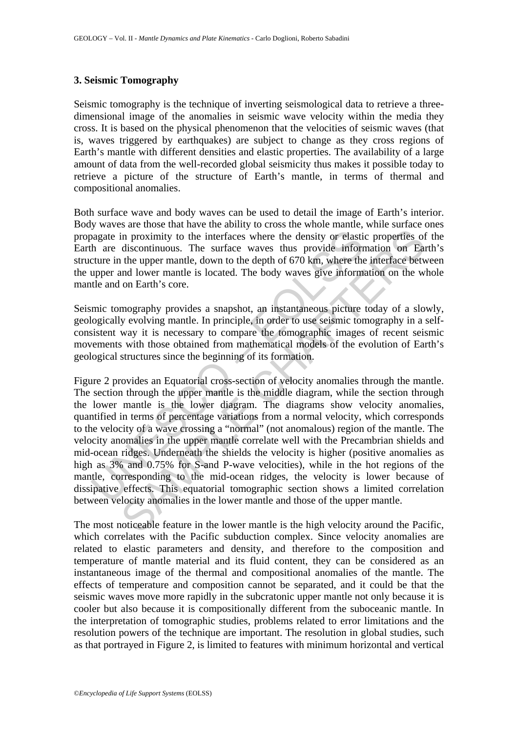### 3. Seismic Tomography

Seismic tomography is the technique of inverting seismological data to retrieve a three-dimensional image of the anomalies in seismic wave velocity within the media they cross. It is based on the physical phenomenon that the velocities of seismic waves (that is, waves triggered by earthquakes) are subject to change as they cross regions of Earth's mantle with different densities and elastic properties. The availability of a large amount of data from the well-recorded global seismicity thus makes it possible today to retrieve a picture of the structure of Earth's mantle, in terms of thermal and compositional anomalies.

Both surface wave and body waves can be used to detail the image of Earth's interior. Body waves are those that have the ability to cross the whole mantle, while surface ones propagate in proximity to the interfaces where the density or elastic properties of the Earth are discontinuous. The surface waves thus provide information on Earth's structure in the upper mantle, down to the depth of 670 km, where the interface between the upper and lower mantle is located. The body waves give information on the whole mantle and on Earth's core.

Seismic tomography provides a snapshot, an instantaneous picture today of a slowly, geologically evolving mantle. In principle, in order to use seismic tomography in a self-consistent way it is necessary to compare the tomographic images of recent seismic movements with those obtained from mathematical models of the evolution of Earth's geological structures since the beginning of its formation.

Figure 2 provides an Equatorial cross-section of velocity anomalies through the mantle. The section through the upper mantle is the middle diagram, while the section through the lower mantle is the lower diagram. The diagrams show velocity anomalies, quantified in terms of percentage variations from a normal velocity, which corresponds to the velocity of a wave crossing a "normal" (not anomalous) region of the mantle. The velocity anomalies in the upper mantle correlate well with the Precambrian shields and mid-ocean ridges. Underneath the shields the velocity is higher (positive anomalies as high as 3% and 0.75% for S-and P-wave velocities), while in the hot regions of the mantle, corresponding to the mid-ocean ridges, the velocity is lower because of dissipative effects. This equatorial tomographic section shows a limited correlation between velocity anomalies in the lower mantle and those of the upper mantle.

The most noticeable feature in the lower mantle is the high velocity around the Pacific, which correlates with the Pacific subduction complex. Since velocity anomalies are related to elastic parameters and density, and therefore to the composition and temperature of mantle material and its fluid content, they can be considered as an instantaneous image of the thermal and compositional anomalies of the mantle. The effects of temperature and composition cannot be separated, and it could be that the seismic waves move more rapidly in the subcratonic upper mantle not only because it is cooler but also because it is compositionally different from the suboceanic mantle. In the interpretation of tomographic studies, problems related to error limitations and the resolution powers of the technique are important. The resolution in global studies, such as that portrayed in Figure 2, is limited to features with minimum horizontal and vertical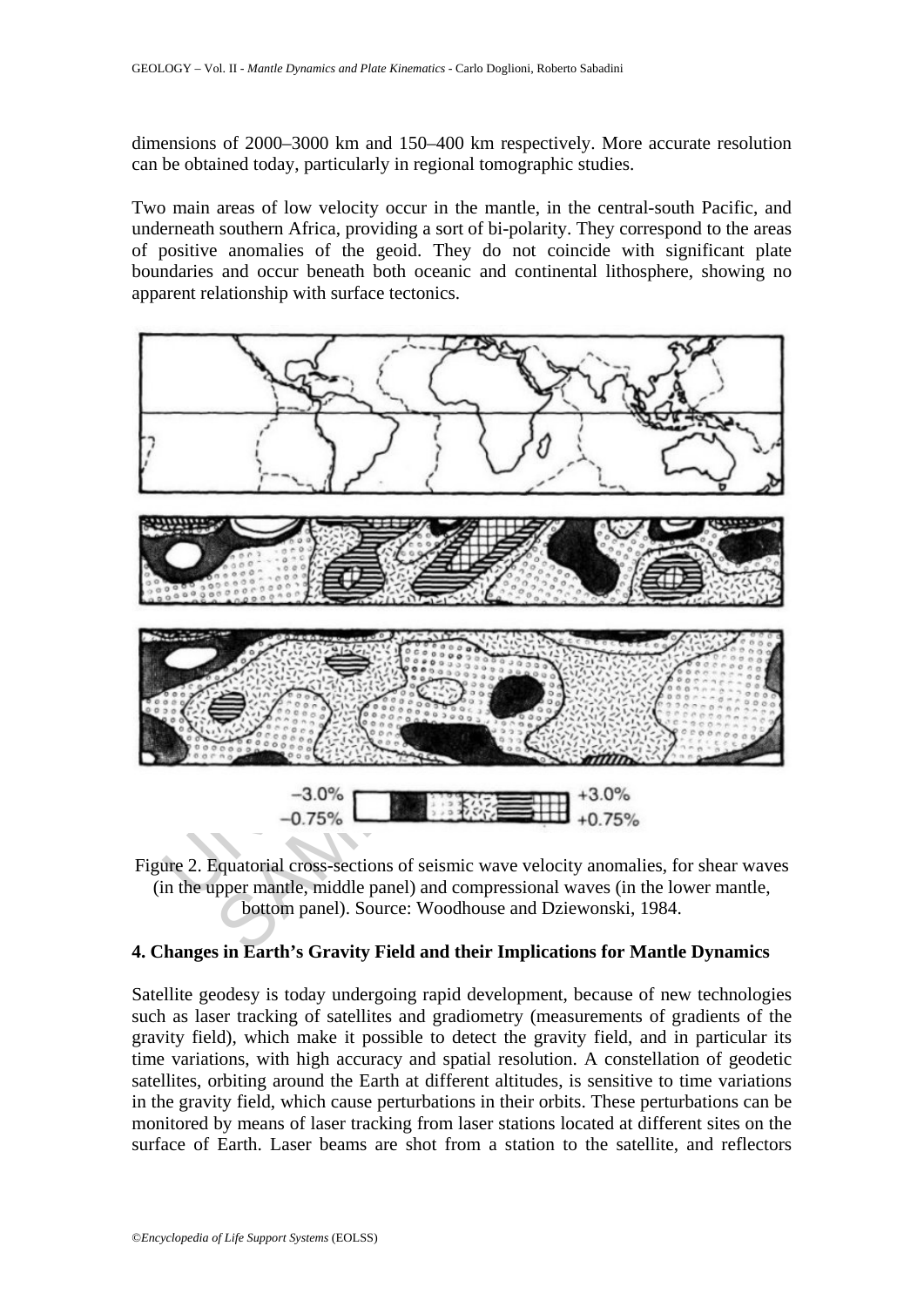dimensions of 2000–3000 km and 150–400 km respectively. More accurate resolution can be obtained today, particularly in regional tomographic studies.

Two main areas of low velocity occur in the mantle, in the central-south Pacific, and underneath southern Africa, providing a sort of bi-polarity. They correspond to the areas of positive anomalies of the geoid. They do not coincide with significant plate boundaries and occur beneath both oceanic and continental lithosphere, showing no apparent relationship with surface tectonics.

Figure 2. Equatorial cross-sections of seismic wave velocity anomalies, for shear waves (in the upper mantle, middle panel) and compressional waves (in the lower mantle, bottom panel). Source: Woodhouse and Dziewonski, 1984.

## 4. Changes in Earth's Gravity Field and their Implications for Mantle Dynamics

Satellite geodesy is today undergoing rapid development, because of new technologies such as laser tracking of satellites and gradiometry (measurements of gradients of the gravity field), which make it possible to detect the gravity field, and in particular its time variations, with high accuracy and spatial resolution. A constellation of geodetic satellites, orbiting around the Earth at different altitudes, is sensitive to time variations in the gravity field, which cause perturbations in their orbits. These perturbations can be monitored by means of laser tracking from laser stations located at different sites on the surface of Earth. Laser beams are shot from a station to the satellite, and reflectors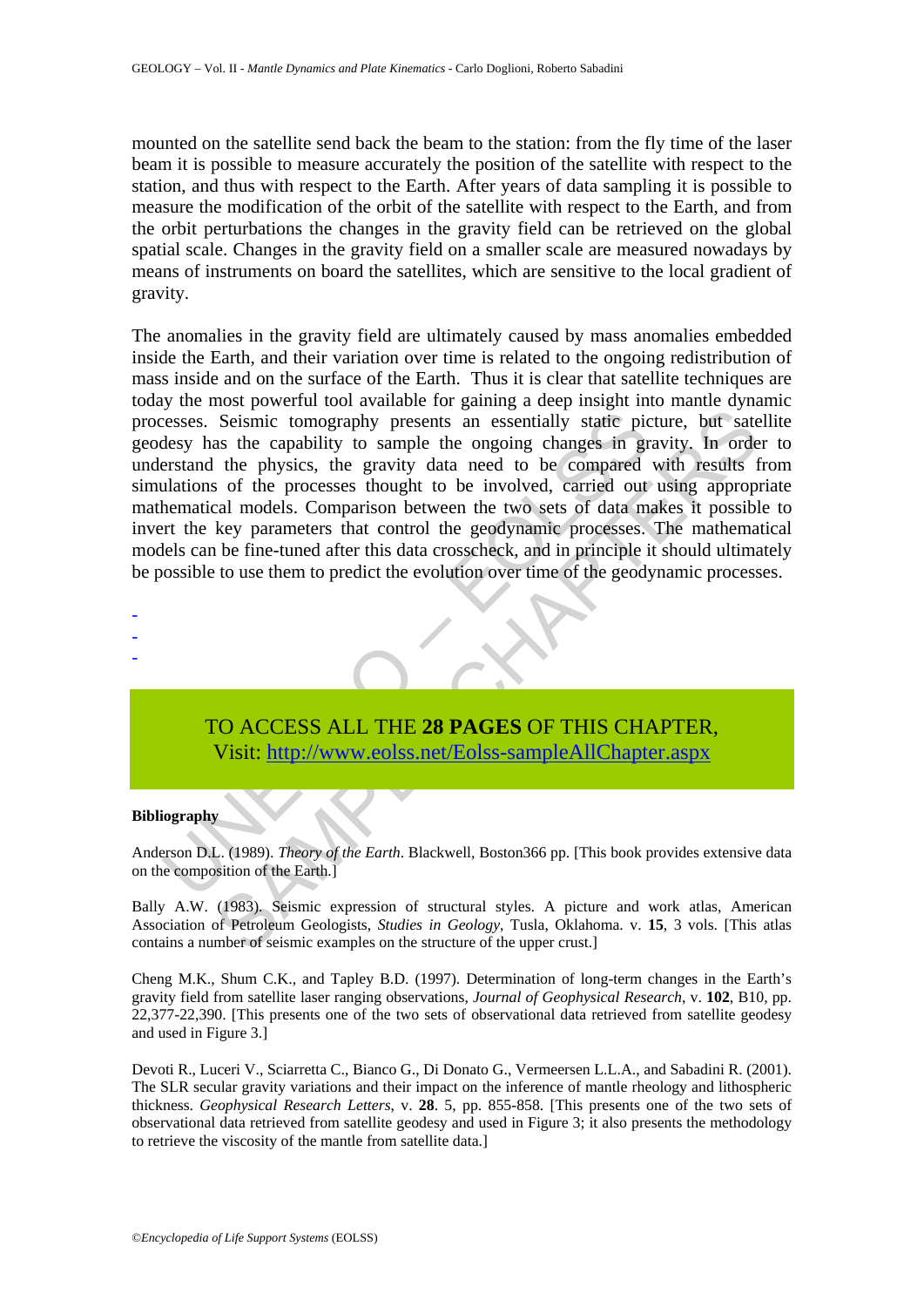mounted on the satellite send back the beam to the station: from the fly time of the laser beam it is possible to measure accurately the position of the satellite with respect to the station, and thus with respect to the Earth. After years of data sampling it is possible to measure the modification of the orbit of the satellite with respect to the Earth, and from the orbit perturbations the changes in the gravity field can be retrieved on the global spatial scale. Changes in the gravity field on a smaller scale are measured nowadays by means of instruments on board the satellites, which are sensitive to the local gradient of gravity.

The anomalies in the gravity field are ultimately caused by mass anomalies embedded inside the Earth, and their variation over time is related to the ongoing redistribution of mass inside and on the surface of the Earth. Thus it is clear that satellite techniques are today the most powerful tool available for gaining a deep insight into mantle dynamic processes. Seismic tomography presents an essentially static picture, but satellite geodesy has the capability to sample the ongoing changes in gravity. In order to understand the physics, the gravity data need to be compared with results from simulations of the processes thought to be involved, carried out using appropriate mathematical models. Comparison between the two sets of data makes it possible to invert the key parameters that control the geodynamic processes. The mathematical models can be fine-tuned after this data crosscheck, and in principle it should ultimately be possible to use them to predict the evolution over time of the geodynamic processes.

-
-
-

TO ACCESS ALL THE **28 PAGES** OF THIS CHAPTER,
Visit: http://www.eolss.net/Eolss-sampleAllChapter.aspx

**Bibliography**

Anderson D.L. (1989). *Theory of the Earth*. Blackwell, Boston366 pp. [This book provides extensive data on the composition of the Earth.]

Bally A.W. (1983). Seismic expression of structural styles. A picture and work atlas, American Association of Petroleum Geologists, *Studies in Geology*, Tusla, Oklahoma. v. **15**, 3 vols. [This atlas contains a number of seismic examples on the structure of the upper crust.]

Cheng M.K., Shum C.K., and Tapley B.D. (1997). Determination of long-term changes in the Earth's gravity field from satellite laser ranging observations, *Journal of Geophysical Research*, v. **102**, B10, pp. 22,377-22,390. [This presents one of the two sets of observational data retrieved from satellite geodesy and used in Figure 3.]

Devoti R., Luceri V., Sciarretta C., Bianco G., Di Donato G., Vermeersen L.L.A., and Sabadini R. (2001). The SLR secular gravity variations and their impact on the inference of mantle rheology and lithospheric thickness. *Geophysical Research Letters*, v. **28**. 5, pp. 855-858. [This presents one of the two sets of observational data retrieved from satellite geodesy and used in Figure 3; it also presents the methodology to retrieve the viscosity of the mantle from satellite data.]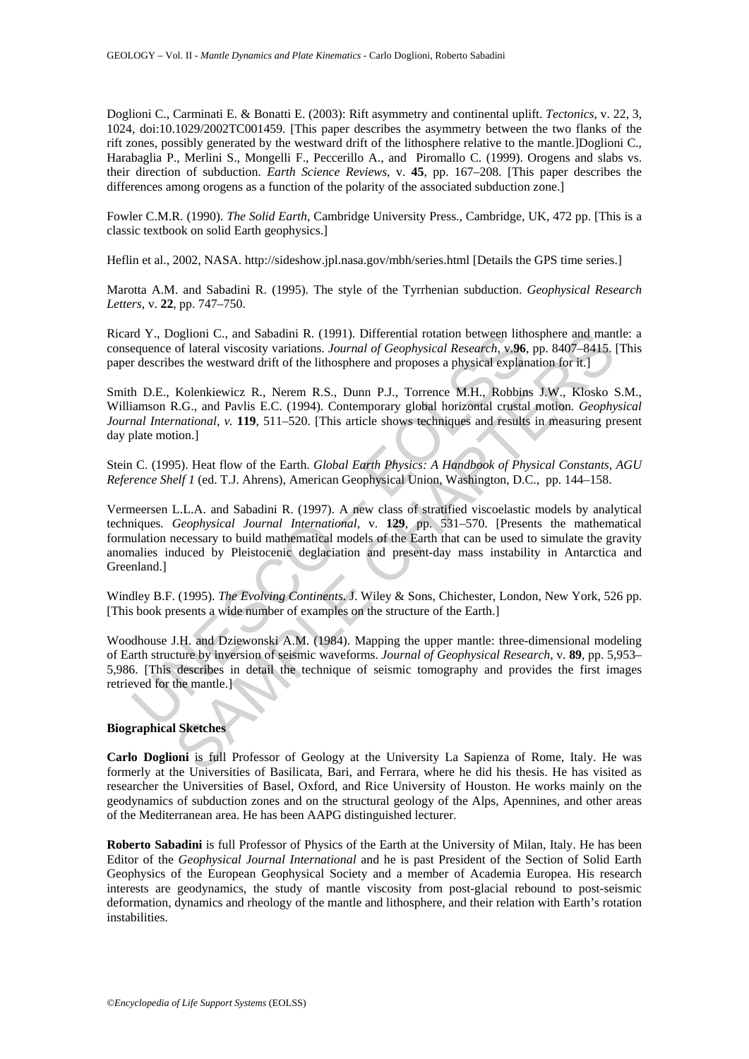Doglioni C., Carminati E. & Bonatti E. (2003): Rift asymmetry and continental uplift. *Tectonics*, v. 22, 3, 1024, doi:10.1029/2002TC001459. [This paper describes the asymmetry between the two flanks of the rift zones, possibly generated by the westward drift of the lithosphere relative to the mantle.]Doglioni C., Harabaglia P., Merlini S., Mongelli F., Peccerillo A., and Piromallo C. (1999). Orogens and slabs vs. their direction of subduction. *Earth Science Reviews*, v. **45**, pp. 167–208. [This paper describes the differences among orogens as a function of the polarity of the associated subduction zone.]

Fowler C.M.R. (1990). *The Solid Earth*, Cambridge University Press., Cambridge, UK, 472 pp. [This is a classic textbook on solid Earth geophysics.]

Heflin et al., 2002, NASA. http://sideshow.jpl.nasa.gov/mbh/series.html [Details the GPS time series.]

Marotta A.M. and Sabadini R. (1995). The style of the Tyrrhenian subduction. *Geophysical Research Letters*, v. **22**, pp. 747–750.

Ricard Y., Doglioni C., and Sabadini R. (1991). Differential rotation between lithosphere and mantle: a consequence of lateral viscosity variations. *Journal of Geophysical Research*, v.**96**, pp. 8407–8415. [This paper describes the westward drift of the lithosphere and proposes a physical explanation for it.]

Smith D.E., Kolenkiewicz R., Nerem R.S., Dunn P.J., Torrence M.H., Robbins J.W., Klosko S.M., Williamson R.G., and Pavlis E.C. (1994). Contemporary global horizontal crustal motion. *Geophysical Journal International*, *v.* **119**, 511–520. [This article shows techniques and results in measuring present day plate motion.]

Stein C. (1995). Heat flow of the Earth. *Global Earth Physics: A Handbook of Physical Constants*, *AGU Reference Shelf 1* (ed. T.J. Ahrens), American Geophysical Union, Washington, D.C., pp. 144–158.

Vermeersen L.L.A. and Sabadini R. (1997). A new class of stratified viscoelastic models by analytical techniques. *Geophysical Journal International*, v. **129**, pp. 531–570. [Presents the mathematical formulation necessary to build mathematical models of the Earth that can be used to simulate the gravity anomalies induced by Pleistocenic deglaciation and present-day mass instability in Antarctica and Greenland.]

Windley B.F. (1995). *The Evolving Continents*. J. Wiley & Sons, Chichester, London, New York, 526 pp. [This book presents a wide number of examples on the structure of the Earth.]

Woodhouse J.H. and Dziewonski A.M. (1984). Mapping the upper mantle: three-dimensional modeling of Earth structure by inversion of seismic waveforms. *Journal of Geophysical Research*, v. **89**, pp. 5,953–5,986. [This describes in detail the technique of seismic tomography and provides the first images retrieved for the mantle.]

**Biographical Sketches**

**Carlo Doglioni** is full Professor of Geology at the University La Sapienza of Rome, Italy. He was formerly at the Universities of Basilicata, Bari, and Ferrara, where he did his thesis. He has visited as researcher the Universities of Basel, Oxford, and Rice University of Houston. He works mainly on the geodynamics of subduction zones and on the structural geology of the Alps, Apennines, and other areas of the Mediterranean area. He has been AAPG distinguished lecturer.

**Roberto Sabadini** is full Professor of Physics of the Earth at the University of Milan, Italy. He has been Editor of the *Geophysical Journal International* and he is past President of the Section of Solid Earth Geophysics of the European Geophysical Society and a member of Academia Europea. His research interests are geodynamics, the study of mantle viscosity from post-glacial rebound to post-seismic deformation, dynamics and rheology of the mantle and lithosphere, and their relation with Earth's rotation instabilities.